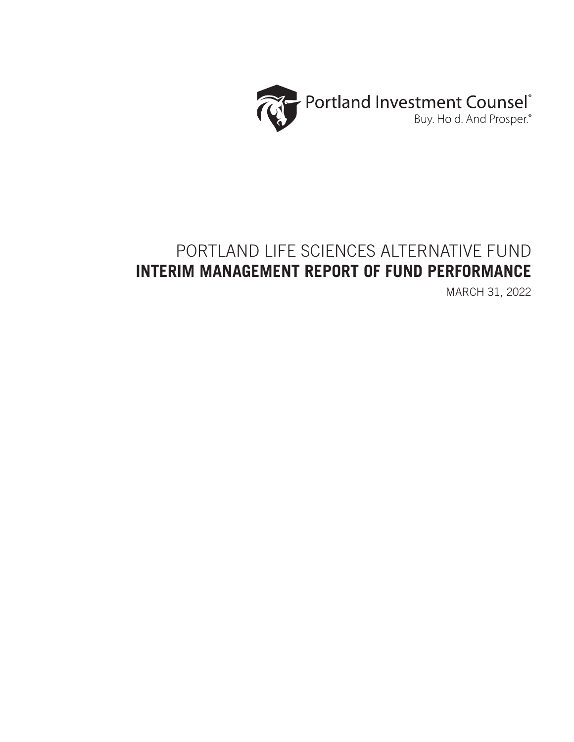Portland Investment Counsel®

Buy. Hold. And Prosper.®

# PORTLAND LIFE SCIENCES ALTERNATIVE FUND

# INTERIM MANAGEMENT REPORT OF FUND PERFORMANCE

MARCH 31, 2022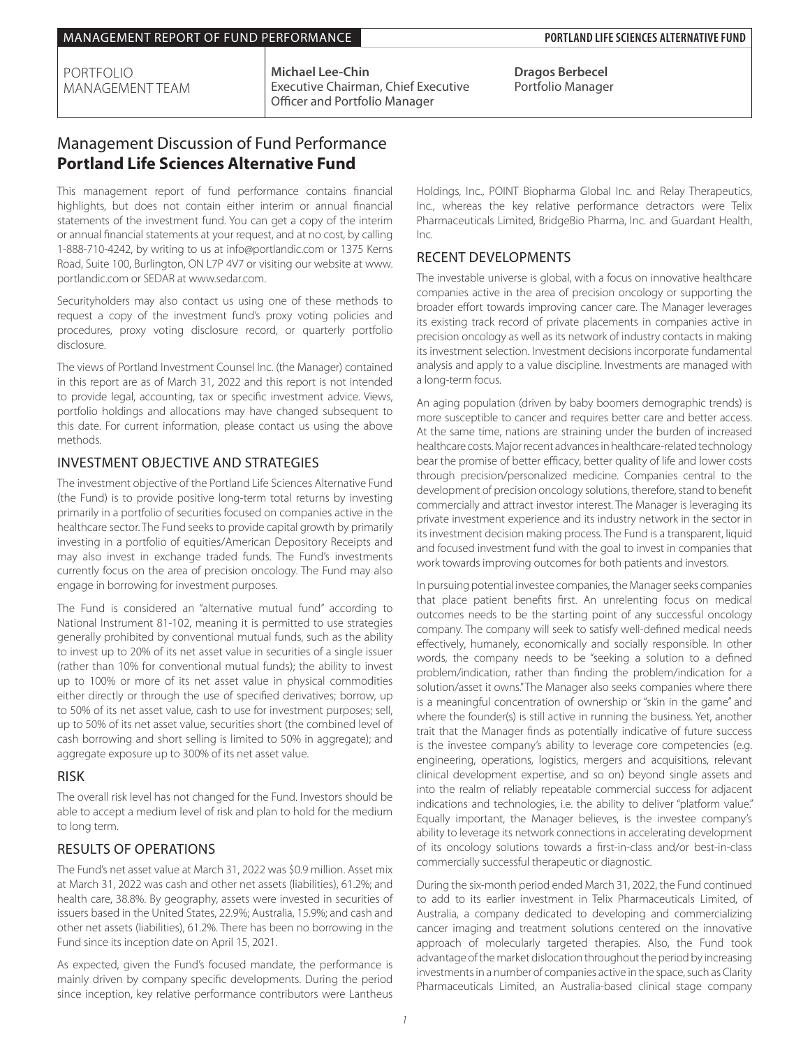PORTFOLIO MANAGEMENT TEAM

**Michael Lee-Chin**
Executive Chairman, Chief Executive Officer and Portfolio Manager

**Dragos Berbecel**
Portfolio Manager

# Management Discussion of Fund Performance
## **Portland Life Sciences Alternative Fund**

This management report of fund performance contains financial highlights, but does not contain either interim or annual financial statements of the investment fund. You can get a copy of the interim or annual financial statements at your request, and at no cost, by calling 1-888-710-4242, by writing to us at info@portlandic.com or 1375 Kerns Road, Suite 100, Burlington, ON L7P 4V7 or visiting our website at www.portlandic.com or SEDAR at www.sedar.com.

Securityholders may also contact us using one of these methods to request a copy of the investment fund's proxy voting policies and procedures, proxy voting disclosure record, or quarterly portfolio disclosure.

The views of Portland Investment Counsel Inc. (the Manager) contained in this report are as of March 31, 2022 and this report is not intended to provide legal, accounting, tax or specific investment advice. Views, portfolio holdings and allocations may have changed subsequent to this date. For current information, please contact us using the above methods.

### INVESTMENT OBJECTIVE AND STRATEGIES

The investment objective of the Portland Life Sciences Alternative Fund (the Fund) is to provide positive long-term total returns by investing primarily in a portfolio of securities focused on companies active in the healthcare sector. The Fund seeks to provide capital growth by primarily investing in a portfolio of equities/American Depository Receipts and may also invest in exchange traded funds. The Fund's investments currently focus on the area of precision oncology. The Fund may also engage in borrowing for investment purposes.

The Fund is considered an "alternative mutual fund" according to National Instrument 81-102, meaning it is permitted to use strategies generally prohibited by conventional mutual funds, such as the ability to invest up to 20% of its net asset value in securities of a single issuer (rather than 10% for conventional mutual funds); the ability to invest up to 100% or more of its net asset value in physical commodities either directly or through the use of specified derivatives; borrow, up to 50% of its net asset value, cash to use for investment purposes; sell, up to 50% of its net asset value, securities short (the combined level of cash borrowing and short selling is limited to 50% in aggregate); and aggregate exposure up to 300% of its net asset value.

### RISK

The overall risk level has not changed for the Fund. Investors should be able to accept a medium level of risk and plan to hold for the medium to long term.

### RESULTS OF OPERATIONS

The Fund's net asset value at March 31, 2022 was $0.9 million. Asset mix at March 31, 2022 was cash and other net assets (liabilities), 61.2%; and health care, 38.8%. By geography, assets were invested in securities of issuers based in the United States, 22.9%; Australia, 15.9%; and cash and other net assets (liabilities), 61.2%. There has been no borrowing in the Fund since its inception date on April 15, 2021.

As expected, given the Fund's focused mandate, the performance is mainly driven by company specific developments. During the period since inception, key relative performance contributors were Lantheus Holdings, Inc., POINT Biopharma Global Inc. and Relay Therapeutics, Inc., whereas the key relative performance detractors were Telix Pharmaceuticals Limited, BridgeBio Pharma, Inc. and Guardant Health, Inc.

### RECENT DEVELOPMENTS

The investable universe is global, with a focus on innovative healthcare companies active in the area of precision oncology or supporting the broader effort towards improving cancer care. The Manager leverages its existing track record of private placements in companies active in precision oncology as well as its network of industry contacts in making its investment selection. Investment decisions incorporate fundamental analysis and apply to a value discipline. Investments are managed with a long-term focus.

An aging population (driven by baby boomers demographic trends) is more susceptible to cancer and requires better care and better access. At the same time, nations are straining under the burden of increased healthcare costs. Major recent advances in healthcare-related technology bear the promise of better efficacy, better quality of life and lower costs through precision/personalized medicine. Companies central to the development of precision oncology solutions, therefore, stand to benefit commercially and attract investor interest. The Manager is leveraging its private investment experience and its industry network in the sector in its investment decision making process. The Fund is a transparent, liquid and focused investment fund with the goal to invest in companies that work towards improving outcomes for both patients and investors.

In pursuing potential investee companies, the Manager seeks companies that place patient benefits first. An unrelenting focus on medical outcomes needs to be the starting point of any successful oncology company. The company will seek to satisfy well-defined medical needs effectively, humanely, economically and socially responsible. In other words, the company needs to be "seeking a solution to a defined problem/indication, rather than finding the problem/indication for a solution/asset it owns." The Manager also seeks companies where there is a meaningful concentration of ownership or "skin in the game" and where the founder(s) is still active in running the business. Yet, another trait that the Manager finds as potentially indicative of future success is the investee company's ability to leverage core competencies (e.g. engineering, operations, logistics, mergers and acquisitions, relevant clinical development expertise, and so on) beyond single assets and into the realm of reliably repeatable commercial success for adjacent indications and technologies, i.e. the ability to deliver "platform value." Equally important, the Manager believes, is the investee company's ability to leverage its network connections in accelerating development of its oncology solutions towards a first-in-class and/or best-in-class commercially successful therapeutic or diagnostic.

During the six-month period ended March 31, 2022, the Fund continued to add to its earlier investment in Telix Pharmaceuticals Limited, of Australia, a company dedicated to developing and commercializing cancer imaging and treatment solutions centered on the innovative approach of molecularly targeted therapies. Also, the Fund took advantage of the market dislocation throughout the period by increasing investments in a number of companies active in the space, such as Clarity Pharmaceuticals Limited, an Australia-based clinical stage company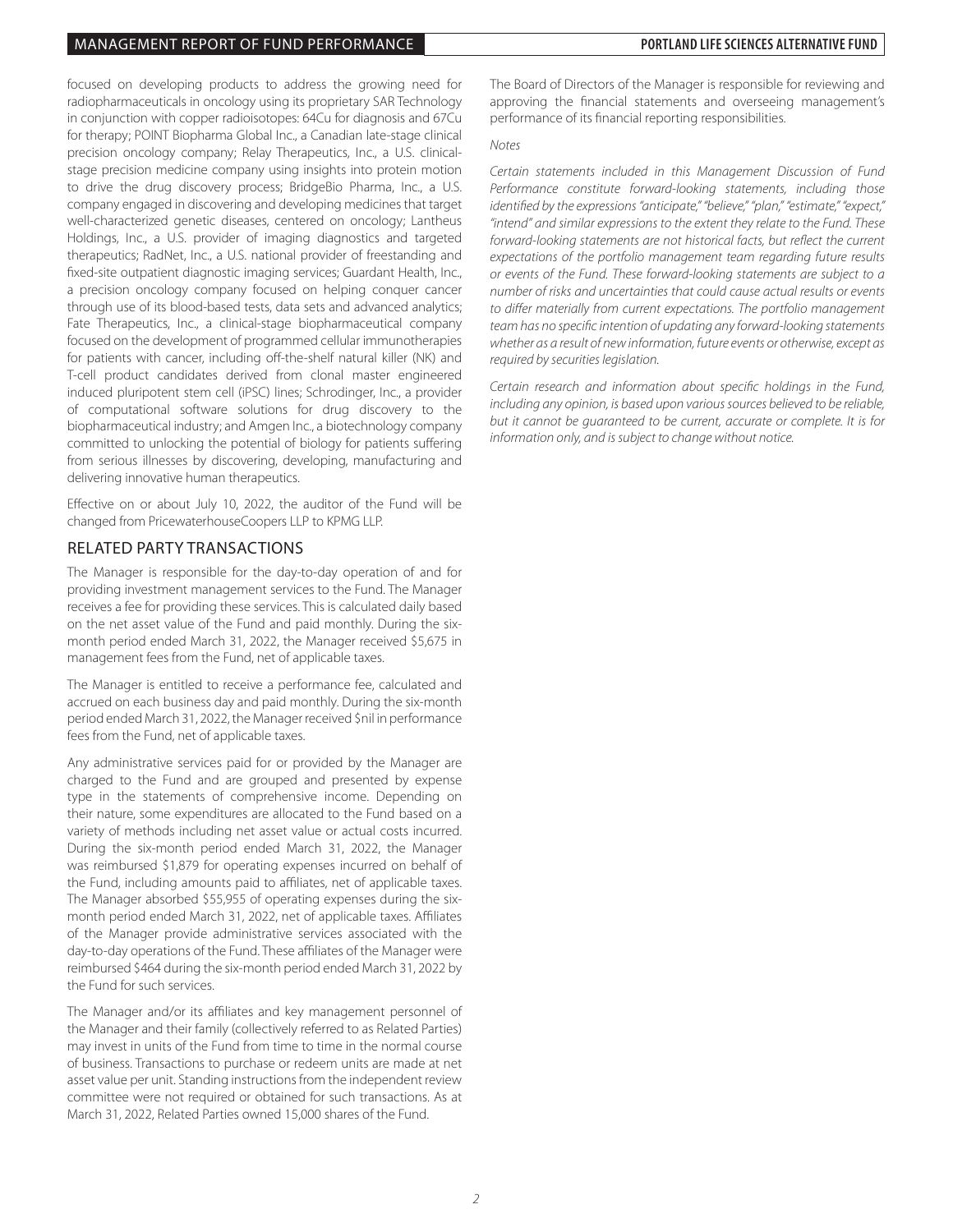focused on developing products to address the growing need for radiopharmaceuticals in oncology using its proprietary SAR Technology in conjunction with copper radioisotopes: 64Cu for diagnosis and 67Cu for therapy; POINT Biopharma Global Inc., a Canadian late-stage clinical precision oncology company; Relay Therapeutics, Inc., a U.S. clinical-stage precision medicine company using insights into protein motion to drive the drug discovery process; BridgeBio Pharma, Inc., a U.S. company engaged in discovering and developing medicines that target well-characterized genetic diseases, centered on oncology; Lantheus Holdings, Inc., a U.S. provider of imaging diagnostics and targeted therapeutics; RadNet, Inc., a U.S. national provider of freestanding and fixed-site outpatient diagnostic imaging services; Guardant Health, Inc., a precision oncology company focused on helping conquer cancer through use of its blood-based tests, data sets and advanced analytics; Fate Therapeutics, Inc., a clinical-stage biopharmaceutical company focused on the development of programmed cellular immunotherapies for patients with cancer, including off-the-shelf natural killer (NK) and T-cell product candidates derived from clonal master engineered induced pluripotent stem cell (iPSC) lines; Schrodinger, Inc., a provider of computational software solutions for drug discovery to the biopharmaceutical industry; and Amgen Inc., a biotechnology company committed to unlocking the potential of biology for patients suffering from serious illnesses by discovering, developing, manufacturing and delivering innovative human therapeutics.

Effective on or about July 10, 2022, the auditor of the Fund will be changed from PricewaterhouseCoopers LLP to KPMG LLP.

## RELATED PARTY TRANSACTIONS

The Manager is responsible for the day-to-day operation of and for providing investment management services to the Fund. The Manager receives a fee for providing these services. This is calculated daily based on the net asset value of the Fund and paid monthly. During the six-month period ended March 31, 2022, the Manager received $5,675 in management fees from the Fund, net of applicable taxes.

The Manager is entitled to receive a performance fee, calculated and accrued on each business day and paid monthly. During the six-month period ended March 31, 2022, the Manager received $nil in performance fees from the Fund, net of applicable taxes.

Any administrative services paid for or provided by the Manager are charged to the Fund and are grouped and presented by expense type in the statements of comprehensive income. Depending on their nature, some expenditures are allocated to the Fund based on a variety of methods including net asset value or actual costs incurred. During the six-month period ended March 31, 2022, the Manager was reimbursed $1,879 for operating expenses incurred on behalf of the Fund, including amounts paid to affiliates, net of applicable taxes. The Manager absorbed $55,955 of operating expenses during the six-month period ended March 31, 2022, net of applicable taxes. Affiliates of the Manager provide administrative services associated with the day-to-day operations of the Fund. These affiliates of the Manager were reimbursed $464 during the six-month period ended March 31, 2022 by the Fund for such services.

The Manager and/or its affiliates and key management personnel of the Manager and their family (collectively referred to as Related Parties) may invest in units of the Fund from time to time in the normal course of business. Transactions to purchase or redeem units are made at net asset value per unit. Standing instructions from the independent review committee were not required or obtained for such transactions. As at March 31, 2022, Related Parties owned 15,000 shares of the Fund.

The Board of Directors of the Manager is responsible for reviewing and approving the financial statements and overseeing management's performance of its financial reporting responsibilities.

*Notes*

*Certain statements included in this Management Discussion of Fund Performance constitute forward-looking statements, including those identified by the expressions "anticipate," "believe," "plan," "estimate," "expect," "intend" and similar expressions to the extent they relate to the Fund. These forward-looking statements are not historical facts, but reflect the current expectations of the portfolio management team regarding future results or events of the Fund. These forward-looking statements are subject to a number of risks and uncertainties that could cause actual results or events to differ materially from current expectations. The portfolio management team has no specific intention of updating any forward-looking statements whether as a result of new information, future events or otherwise, except as required by securities legislation.*

*Certain research and information about specific holdings in the Fund, including any opinion, is based upon various sources believed to be reliable, but it cannot be guaranteed to be current, accurate or complete. It is for information only, and is subject to change without notice.*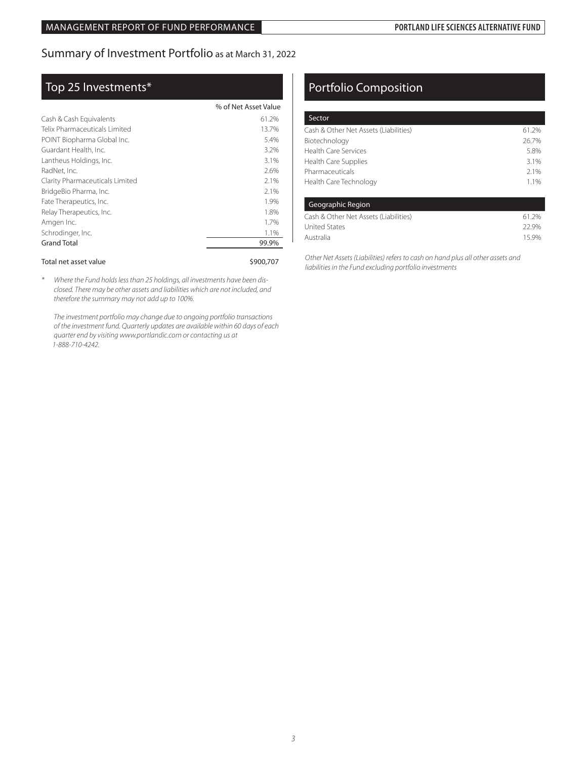## Summary of Investment Portfolio as at March 31, 2022

### Top 25 Investments*

| | % of Net Asset Value |
|---|---|
| Cash & Cash Equivalents | 61.2% |
| Telix Pharmaceuticals Limited | 13.7% |
| POINT Biopharma Global Inc. | 5.4% |
| Guardant Health, Inc. | 3.2% |
| Lantheus Holdings, Inc. | 3.1% |
| RadNet, Inc. | 2.6% |
| Clarity Pharmaceuticals Limited | 2.1% |
| BridgeBio Pharma, Inc. | 2.1% |
| Fate Therapeutics, Inc. | 1.9% |
| Relay Therapeutics, Inc. | 1.8% |
| Amgen Inc. | 1.7% |
| Schrodinger, Inc. | 1.1% |
| Grand Total | 99.9% |

Total net asset value $900,707

*\* Where the Fund holds less than 25 holdings, all investments have been disclosed. There may be other assets and liabilities which are not included, and therefore the summary may not add up to 100%.*

*The investment portfolio may change due to ongoing portfolio transactions of the investment fund. Quarterly updates are available within 60 days of each quarter end by visiting www.portlandic.com or contacting us at 1-888-710-4242.*

### Portfolio Composition

| Sector | |
|---|---|
| Cash & Other Net Assets (Liabilities) | 61.2% |
| Biotechnology | 26.7% |
| Health Care Services | 5.8% |
| Health Care Supplies | 3.1% |
| Pharmaceuticals | 2.1% |
| Health Care Technology | 1.1% |

| Geographic Region | |
|---|---|
| Cash & Other Net Assets (Liabilities) | 61.2% |
| United States | 22.9% |
| Australia | 15.9% |

*Other Net Assets (Liabilities) refers to cash on hand plus all other assets and liabilities in the Fund excluding portfolio investments*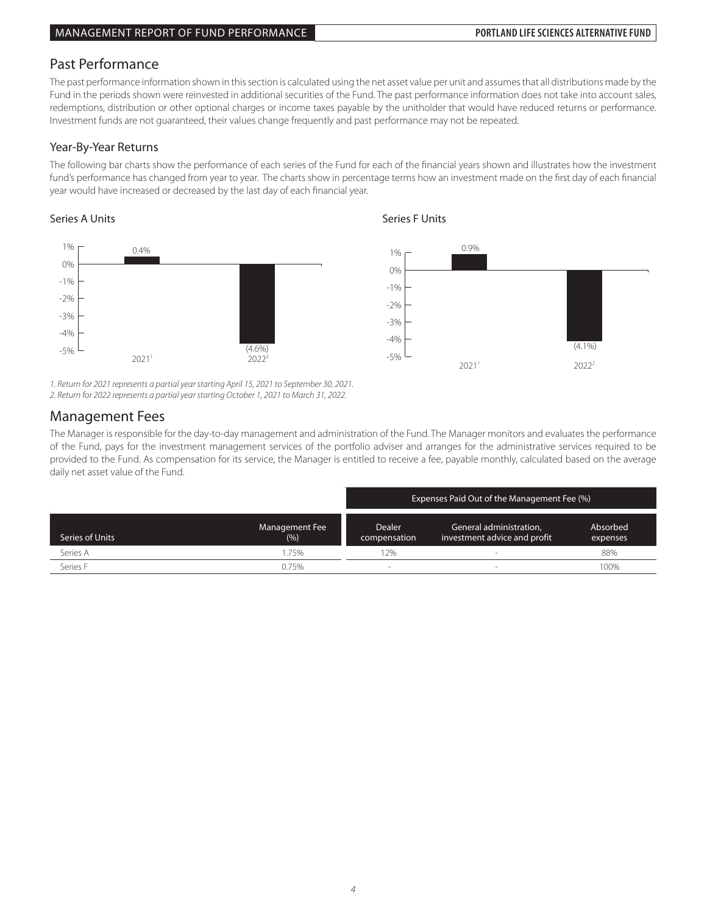## Past Performance

The past performance information shown in this section is calculated using the net asset value per unit and assumes that all distributions made by the Fund in the periods shown were reinvested in additional securities of the Fund. The past performance information does not take into account sales, redemptions, distribution or other optional charges or income taxes payable by the unitholder that would have reduced returns or performance. Investment funds are not guaranteed, their values change frequently and past performance may not be repeated.

### Year-By-Year Returns

The following bar charts show the performance of each series of the Fund for each of the financial years shown and illustrates how the investment fund's performance has changed from year to year. The charts show in percentage terms how an investment made on the first day of each financial year would have increased or decreased by the last day of each financial year.

**Series A Units**

| Year | Return |
|---|---|
| 2021[1] | 0.4% |
| 2022[2] | (4.6%) |

**Series F Units**

| Year | Return |
|---|---|
| 2021[1] | 0.9% |
| 2022[2] | (4.1%) |

*1. Return for 2021 represents a partial year starting April 15, 2021 to September 30, 2021.*
*2. Return for 2022 represents a partial year starting October 1, 2021 to March 31, 2022.*

## Management Fees

The Manager is responsible for the day-to-day management and administration of the Fund. The Manager monitors and evaluates the performance of the Fund, pays for the investment management services of the portfolio adviser and arranges for the administrative services required to be provided to the Fund. As compensation for its service, the Manager is entitled to receive a fee, payable monthly, calculated based on the average daily net asset value of the Fund.

| | | Expenses Paid Out of the Management Fee (%) | | |
|---|---|---|---|---|
| Series of Units | Management Fee (%) | Dealer compensation | General administration, investment advice and profit | Absorbed expenses |
| Series A | 1.75% | 12% | - | 88% |
| Series F | 0.75% | - | - | 100% |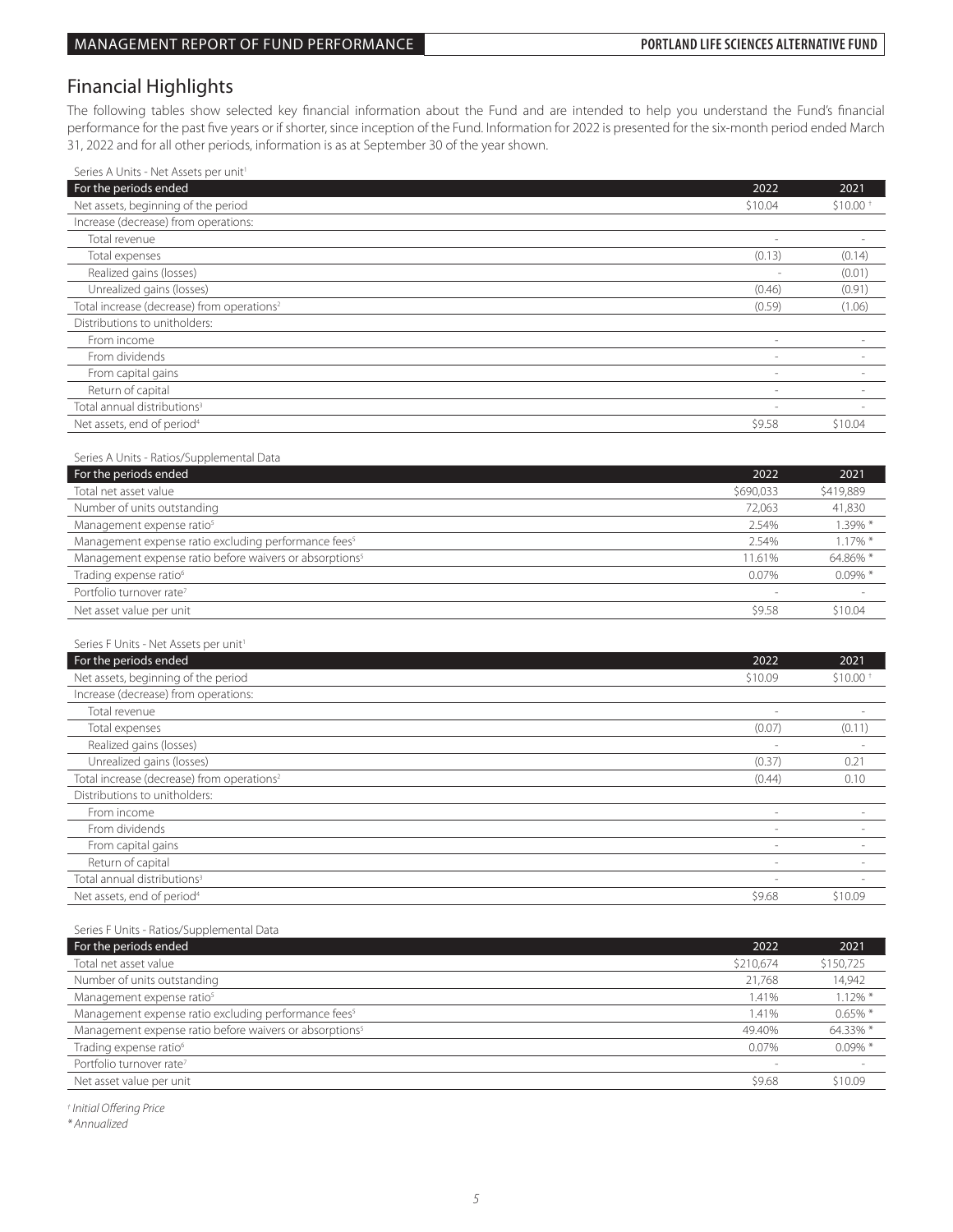## Financial Highlights

The following tables show selected key financial information about the Fund and are intended to help you understand the Fund's financial performance for the past five years or if shorter, since inception of the Fund. Information for 2022 is presented for the six-month period ended March 31, 2022 and for all other periods, information is as at September 30 of the year shown.

Series A Units - Net Assets per unit[1]

| For the periods ended | 2022 | 2021 |
|---|---|---|
| Net assets, beginning of the period | $10.04 | $10.00 † |
| Increase (decrease) from operations: | | |
| Total revenue | - | - |
| Total expenses | (0.13) | (0.14) |
| Realized gains (losses) | - | (0.01) |
| Unrealized gains (losses) | (0.46) | (0.91) |
| Total increase (decrease) from operations[2] | (0.59) | (1.06) |
| Distributions to unitholders: | | |
| From income | - | - |
| From dividends | - | - |
| From capital gains | - | - |
| Return of capital | - | - |
| Total annual distributions[3] | - | - |
| Net assets, end of period[4] | $9.58 | $10.04 |

Series A Units - Ratios/Supplemental Data

| For the periods ended | 2022 | 2021 |
|---|---|---|
| Total net asset value | $690,033 | $419,889 |
| Number of units outstanding | 72,063 | 41,830 |
| Management expense ratio[5] | 2.54% | 1.39% * |
| Management expense ratio excluding performance fees[5] | 2.54% | 1.17% * |
| Management expense ratio before waivers or absorptions[5] | 11.61% | 64.86% * |
| Trading expense ratio[6] | 0.07% | 0.09% * |
| Portfolio turnover rate[7] | - | - |
| Net asset value per unit | $9.58 | $10.04 |

Series F Units - Net Assets per unit[1]

| For the periods ended | 2022 | 2021 |
|---|---|---|
| Net assets, beginning of the period | $10.09 | $10.00 † |
| Increase (decrease) from operations: | | |
| Total revenue | - | - |
| Total expenses | (0.07) | (0.11) |
| Realized gains (losses) | - | - |
| Unrealized gains (losses) | (0.37) | 0.21 |
| Total increase (decrease) from operations[2] | (0.44) | 0.10 |
| Distributions to unitholders: | | |
| From income | - | - |
| From dividends | - | - |
| From capital gains | - | - |
| Return of capital | - | - |
| Total annual distributions[3] | - | - |
| Net assets, end of period[4] | $9.68 | $10.09 |

Series F Units - Ratios/Supplemental Data

| For the periods ended | 2022 | 2021 |
|---|---|---|
| Total net asset value | $210,674 | $150,725 |
| Number of units outstanding | 21,768 | 14,942 |
| Management expense ratio[5] | 1.41% | 1.12% * |
| Management expense ratio excluding performance fees[5] | 1.41% | 0.65% * |
| Management expense ratio before waivers or absorptions[5] | 49.40% | 64.33% * |
| Trading expense ratio[6] | 0.07% | 0.09% * |
| Portfolio turnover rate[7] | - | - |
| Net asset value per unit | $9.68 | $10.09 |

*† Initial Offering Price*

*\* Annualized*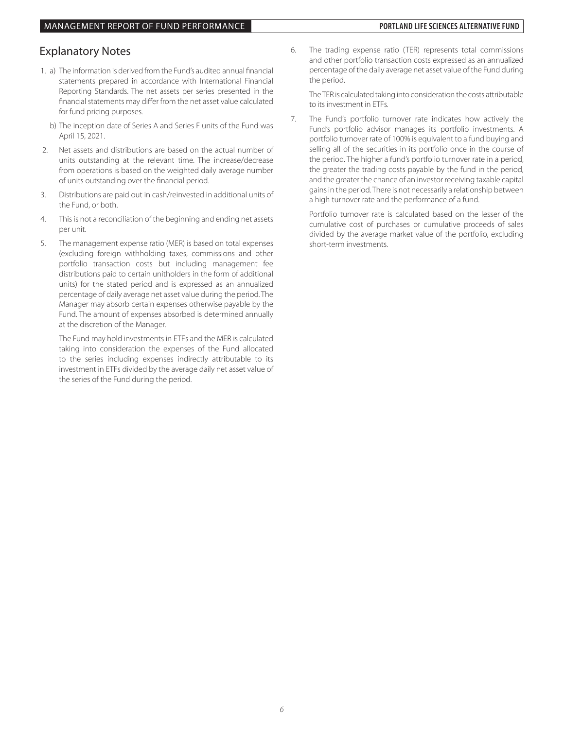## Explanatory Notes

1. a) The information is derived from the Fund's audited annual financial statements prepared in accordance with International Financial Reporting Standards. The net assets per series presented in the financial statements may differ from the net asset value calculated for fund pricing purposes.

   b) The inception date of Series A and Series F units of the Fund was April 15, 2021.

2. Net assets and distributions are based on the actual number of units outstanding at the relevant time. The increase/decrease from operations is based on the weighted daily average number of units outstanding over the financial period.

3. Distributions are paid out in cash/reinvested in additional units of the Fund, or both.

4. This is not a reconciliation of the beginning and ending net assets per unit.

5. The management expense ratio (MER) is based on total expenses (excluding foreign withholding taxes, commissions and other portfolio transaction costs but including management fee distributions paid to certain unitholders in the form of additional units) for the stated period and is expressed as an annualized percentage of daily average net asset value during the period. The Manager may absorb certain expenses otherwise payable by the Fund. The amount of expenses absorbed is determined annually at the discretion of the Manager.

   The Fund may hold investments in ETFs and the MER is calculated taking into consideration the expenses of the Fund allocated to the series including expenses indirectly attributable to its investment in ETFs divided by the average daily net asset value of the series of the Fund during the period.

6. The trading expense ratio (TER) represents total commissions and other portfolio transaction costs expressed as an annualized percentage of the daily average net asset value of the Fund during the period.

   The TER is calculated taking into consideration the costs attributable to its investment in ETFs.

7. The Fund's portfolio turnover rate indicates how actively the Fund's portfolio advisor manages its portfolio investments. A portfolio turnover rate of 100% is equivalent to a fund buying and selling all of the securities in its portfolio once in the course of the period. The higher a fund's portfolio turnover rate in a period, the greater the trading costs payable by the fund in the period, and the greater the chance of an investor receiving taxable capital gains in the period. There is not necessarily a relationship between a high turnover rate and the performance of a fund.

   Portfolio turnover rate is calculated based on the lesser of the cumulative cost of purchases or cumulative proceeds of sales divided by the average market value of the portfolio, excluding short-term investments.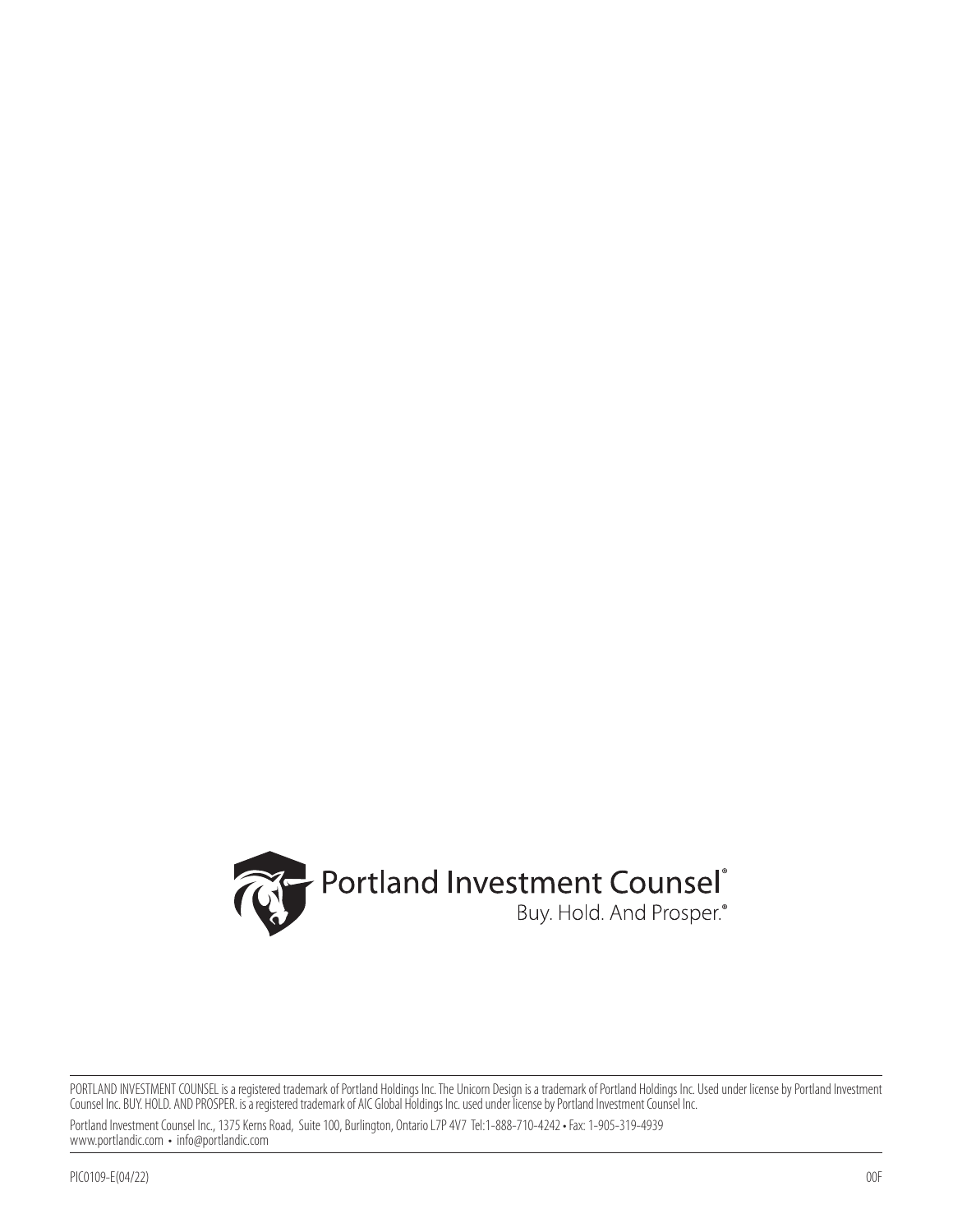Portland Investment Counsel®

Buy. Hold. And Prosper.®

PORTLAND INVESTMENT COUNSEL is a registered trademark of Portland Holdings Inc. The Unicorn Design is a trademark of Portland Holdings Inc. Used under license by Portland Investment Counsel Inc. BUY. HOLD. AND PROSPER. is a registered trademark of AIC Global Holdings Inc. used under license by Portland Investment Counsel Inc.

Portland Investment Counsel Inc., 1375 Kerns Road, Suite 100, Burlington, Ontario L7P 4V7 Tel:1-888-710-4242 • Fax: 1-905-319-4939
www.portlandic.com • info@portlandic.com

PIC0109-E(04/22) 00F